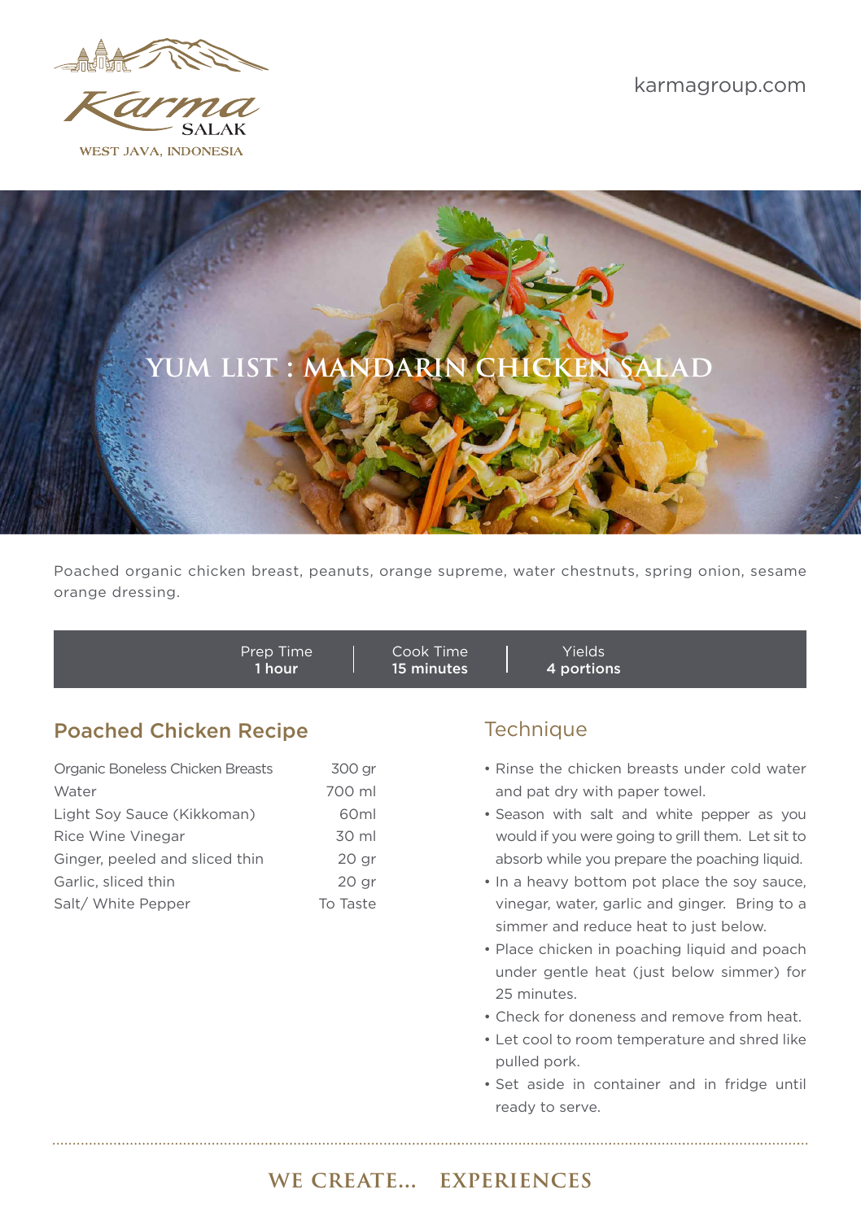Karma SALAK
WEST JAVA, INDONESIA

karmagroup.com

# YUM LIST : MANDARIN CHICKEN SALAD

Poached organic chicken breast, peanuts, orange supreme, water chestnuts, spring onion, sesame orange dressing.

| Prep Time | Cook Time | Yields |
|---|---|---|
| **1 hour** | **15 minutes** | **4 portions** |

## Poached Chicken Recipe

| Ingredient | Quantity |
|---|---|
| Organic Boneless Chicken Breasts | 300 gr |
| Water | 700 ml |
| Light Soy Sauce (Kikkoman) | 60ml |
| Rice Wine Vinegar | 30 ml |
| Ginger, peeled and sliced thin | 20 gr |
| Garlic, sliced thin | 20 gr |
| Salt/ White Pepper | To Taste |

## Technique

- Rinse the chicken breasts under cold water and pat dry with paper towel.
- Season with salt and white pepper as you would if you were going to grill them. Let sit to absorb while you prepare the poaching liquid.
- In a heavy bottom pot place the soy sauce, vinegar, water, garlic and ginger. Bring to a simmer and reduce heat to just below.
- Place chicken in poaching liquid and poach under gentle heat (just below simmer) for 25 minutes.
- Check for doneness and remove from heat.
- Let cool to room temperature and shred like pulled pork.
- Set aside in container and in fridge until ready to serve.

WE CREATE... EXPERIENCES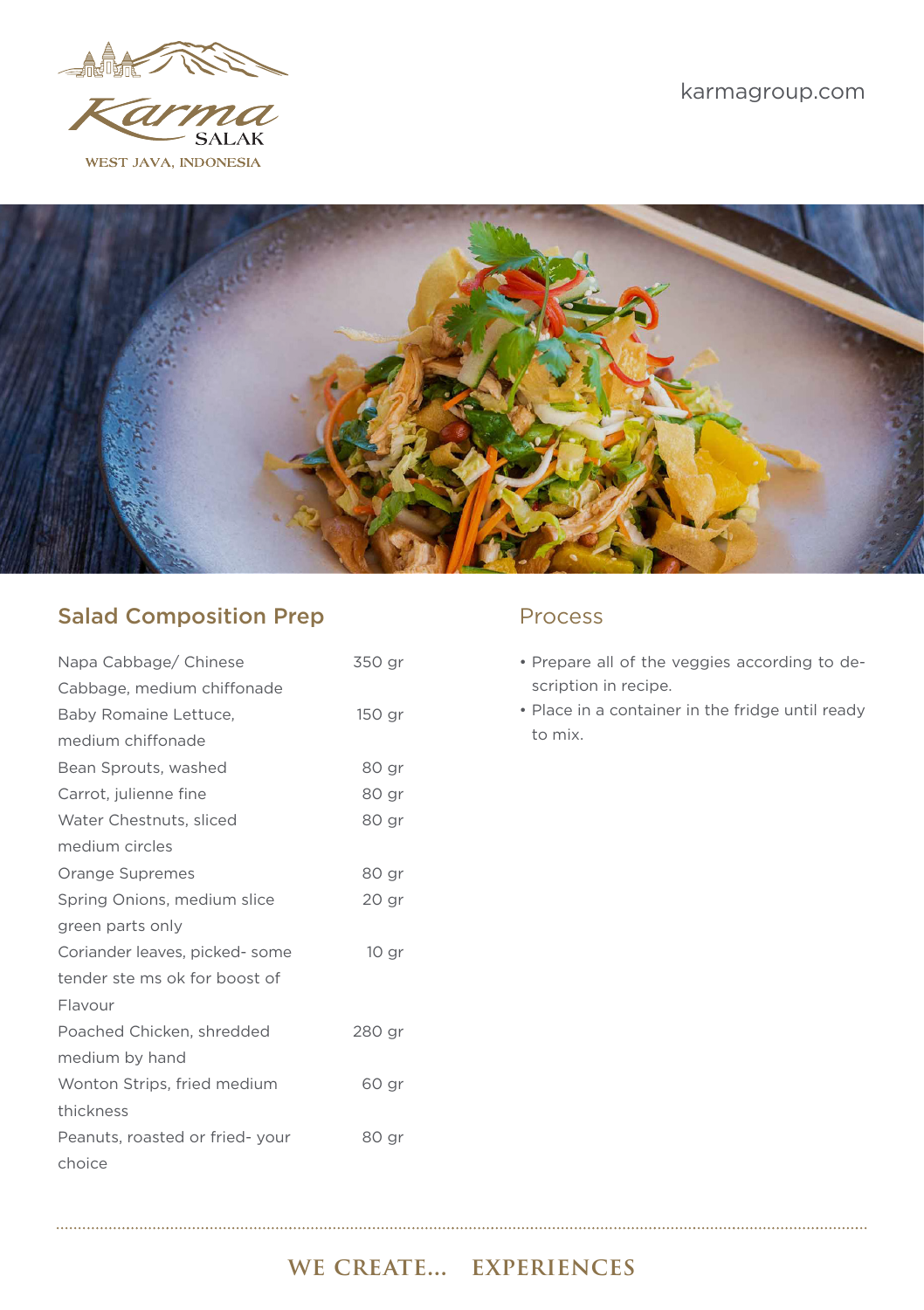## Salad Composition Prep

| Ingredient | Quantity |
| --- | --- |
| Napa Cabbage/ Chinese Cabbage, medium chiffonade | 350 gr |
| Baby Romaine Lettuce, medium chiffonade | 150 gr |
| Bean Sprouts, washed | 80 gr |
| Carrot, julienne fine | 80 gr |
| Water Chestnuts, sliced medium circles | 80 gr |
| Orange Supremes | 80 gr |
| Spring Onions, medium slice green parts only | 20 gr |
| Coriander leaves, picked- some tender ste ms ok for boost of Flavour | 10 gr |
| Poached Chicken, shredded medium by hand | 280 gr |
| Wonton Strips, fried medium thickness | 60 gr |
| Peanuts, roasted or fried- your choice | 80 gr |

## Process

- Prepare all of the veggies according to description in recipe.
- Place in a container in the fridge until ready to mix.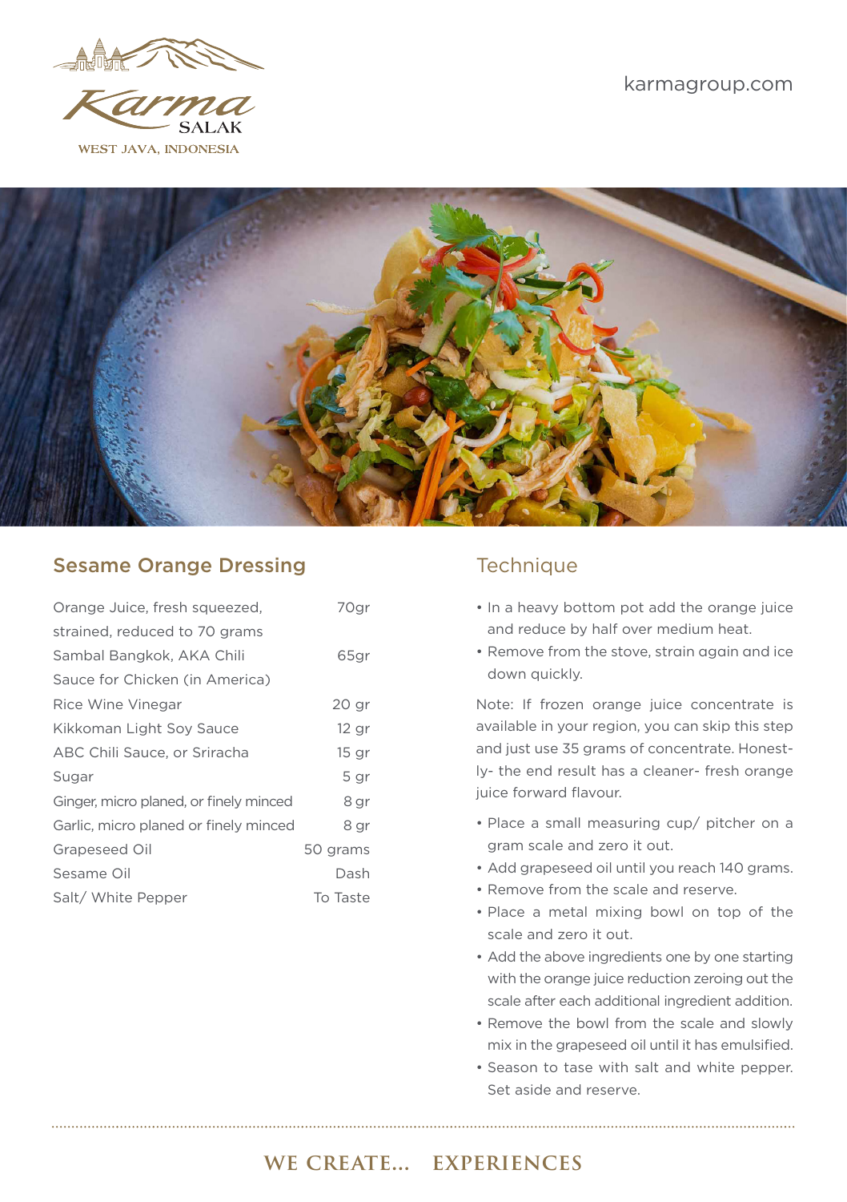## Sesame Orange Dressing

| Ingredient | Amount |
|---|---|
| Orange Juice, fresh squeezed, strained, reduced to 70 grams | 70gr |
| Sambal Bangkok, AKA Chili Sauce for Chicken (in America) | 65gr |
| Rice Wine Vinegar | 20 gr |
| Kikkoman Light Soy Sauce | 12 gr |
| ABC Chili Sauce, or Sriracha | 15 gr |
| Sugar | 5 gr |
| Ginger, micro planed, or finely minced | 8 gr |
| Garlic, micro planed or finely minced | 8 gr |
| Grapeseed Oil | 50 grams |
| Sesame Oil | Dash |
| Salt/ White Pepper | To Taste |

## Technique

- In a heavy bottom pot add the orange juice and reduce by half over medium heat.
- Remove from the stove, strain again and ice down quickly.

Note: If frozen orange juice concentrate is available in your region, you can skip this step and just use 35 grams of concentrate. Honestly- the end result has a cleaner- fresh orange juice forward flavour.

- Place a small measuring cup/ pitcher on a gram scale and zero it out.
- Add grapeseed oil until you reach 140 grams.
- Remove from the scale and reserve.
- Place a metal mixing bowl on top of the scale and zero it out.
- Add the above ingredients one by one starting with the orange juice reduction zeroing out the scale after each additional ingredient addition.
- Remove the bowl from the scale and slowly mix in the grapeseed oil until it has emulsified.
- Season to tase with salt and white pepper. Set aside and reserve.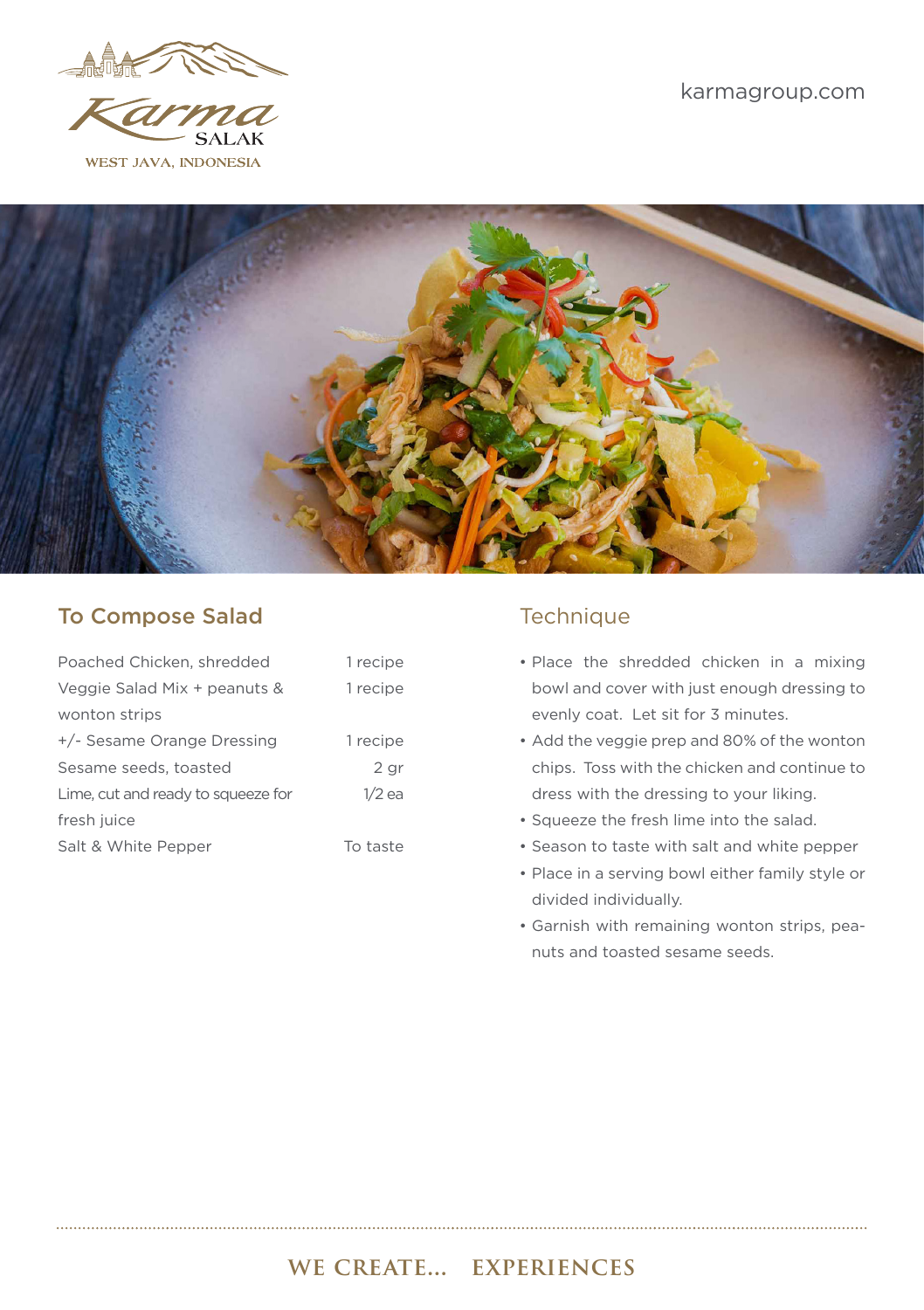Karma SALAK
WEST JAVA, INDONESIA

karmagroup.com

## To Compose Salad

| | |
|---|---|
| Poached Chicken, shredded | 1 recipe |
| Veggie Salad Mix + peanuts & wonton strips | 1 recipe |
| +/- Sesame Orange Dressing | 1 recipe |
| Sesame seeds, toasted | 2 gr |
| Lime, cut and ready to squeeze for fresh juice | 1/2 ea |
| Salt & White Pepper | To taste |

## Technique

- Place the shredded chicken in a mixing bowl and cover with just enough dressing to evenly coat. Let sit for 3 minutes.
- Add the veggie prep and 80% of the wonton chips. Toss with the chicken and continue to dress with the dressing to your liking.
- Squeeze the fresh lime into the salad.
- Season to taste with salt and white pepper
- Place in a serving bowl either family style or divided individually.
- Garnish with remaining wonton strips, peanuts and toasted sesame seeds.

WE CREATE... EXPERIENCES